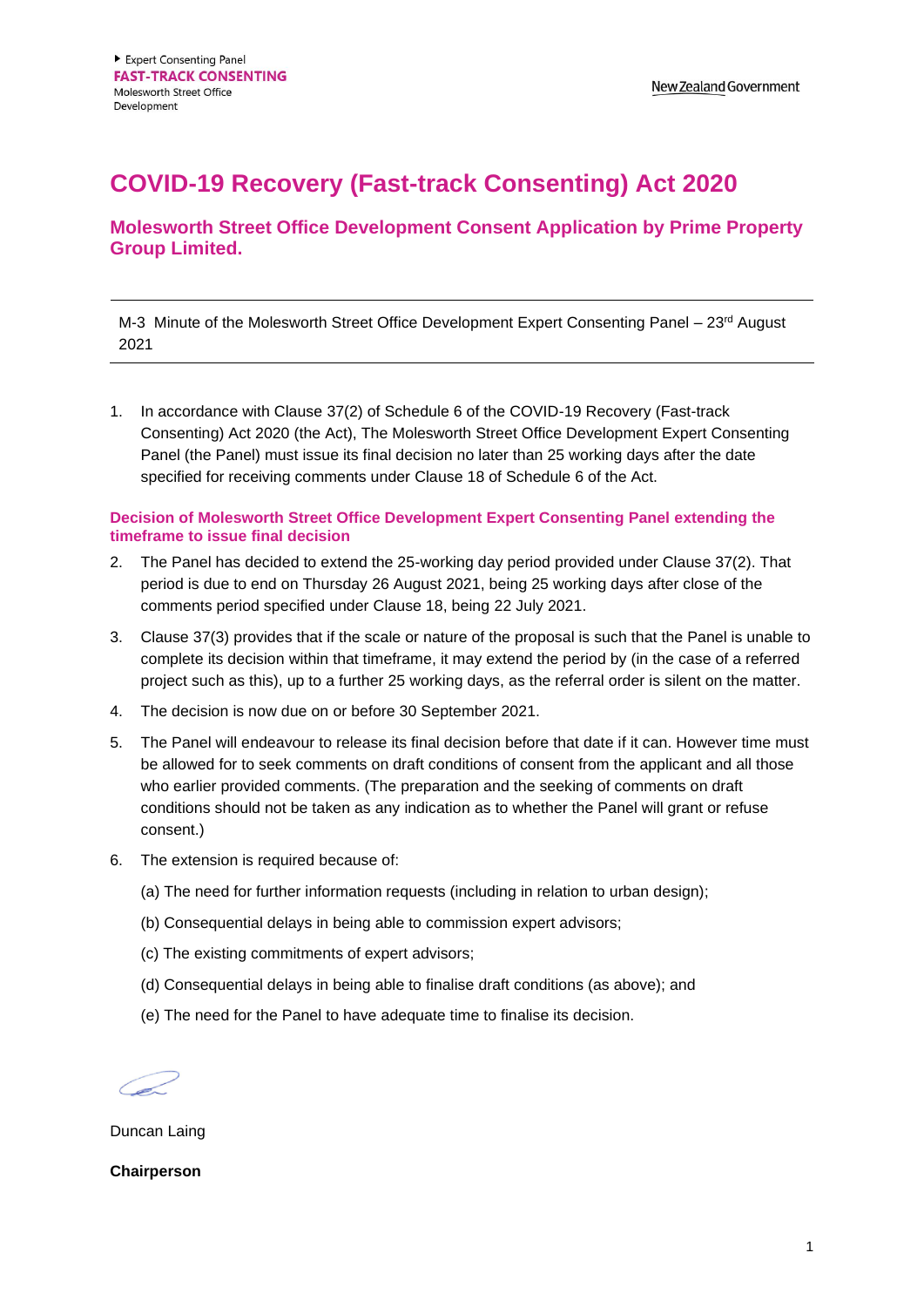Expert Consenting Panel
**FAST-TRACK CONSENTING**
Molesworth Street Office Development

New Zealand Government

# COVID-19 Recovery (Fast-track Consenting) Act 2020

## Molesworth Street Office Development Consent Application by Prime Property Group Limited.

---

M-3 Minute of the Molesworth Street Office Development Expert Consenting Panel – 23rd August 2021

---

1. In accordance with Clause 37(2) of Schedule 6 of the COVID-19 Recovery (Fast-track Consenting) Act 2020 (the Act), The Molesworth Street Office Development Expert Consenting Panel (the Panel) must issue its final decision no later than 25 working days after the date specified for receiving comments under Clause 18 of Schedule 6 of the Act.

### Decision of Molesworth Street Office Development Expert Consenting Panel extending the timeframe to issue final decision

2. The Panel has decided to extend the 25-working day period provided under Clause 37(2). That period is due to end on Thursday 26 August 2021, being 25 working days after close of the comments period specified under Clause 18, being 22 July 2021.

3. Clause 37(3) provides that if the scale or nature of the proposal is such that the Panel is unable to complete its decision within that timeframe, it may extend the period by (in the case of a referred project such as this), up to a further 25 working days, as the referral order is silent on the matter.

4. The decision is now due on or before 30 September 2021.

5. The Panel will endeavour to release its final decision before that date if it can. However time must be allowed for to seek comments on draft conditions of consent from the applicant and all those who earlier provided comments. (The preparation and the seeking of comments on draft conditions should not be taken as any indication as to whether the Panel will grant or refuse consent.)

6. The extension is required because of:

   (a) The need for further information requests (including in relation to urban design);

   (b) Consequential delays in being able to commission expert advisors;

   (c) The existing commitments of expert advisors;

   (d) Consequential delays in being able to finalise draft conditions (as above); and

   (e) The need for the Panel to have adequate time to finalise its decision.

Duncan Laing

**Chairperson**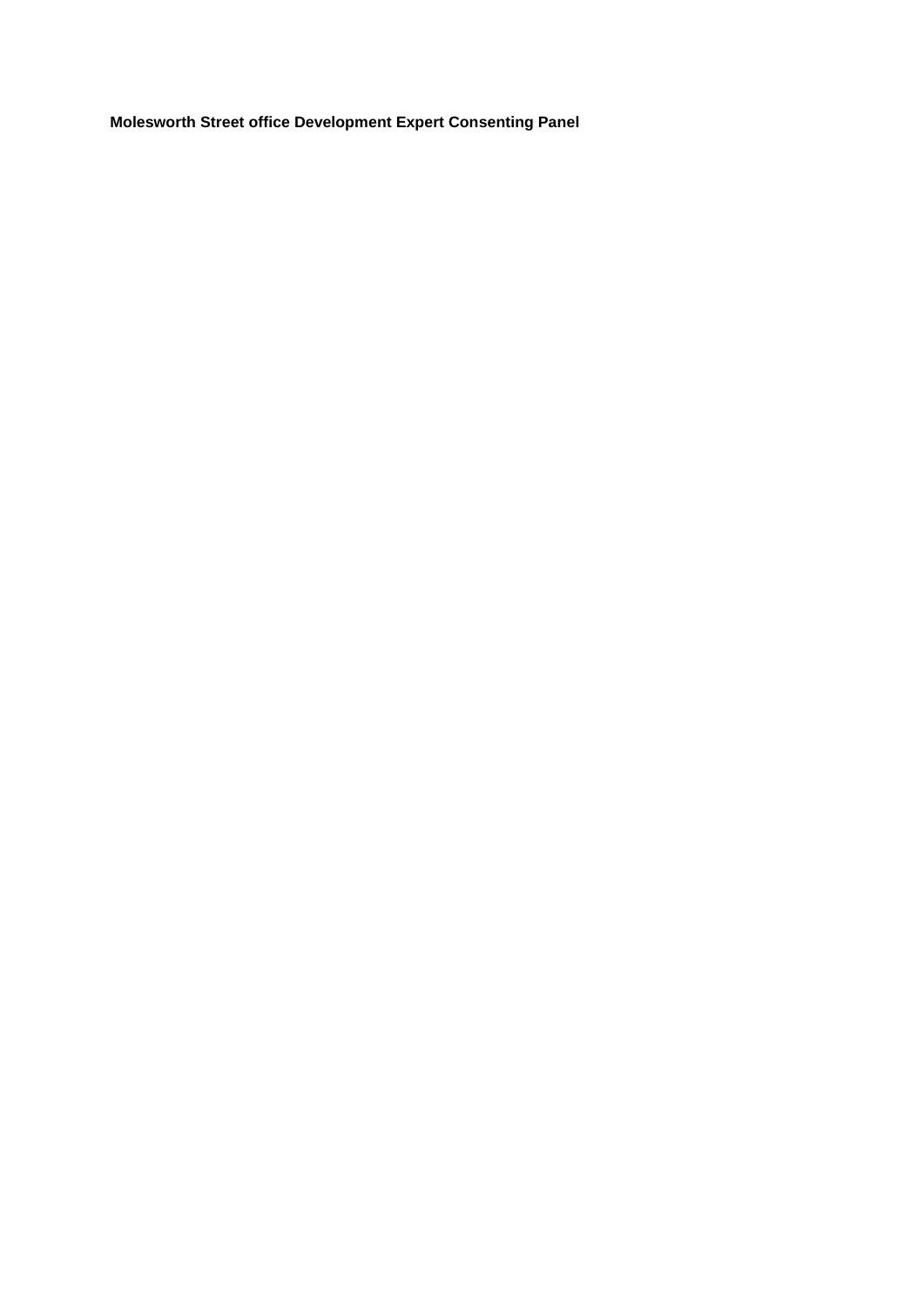**Molesworth Street office Development Expert Consenting Panel**